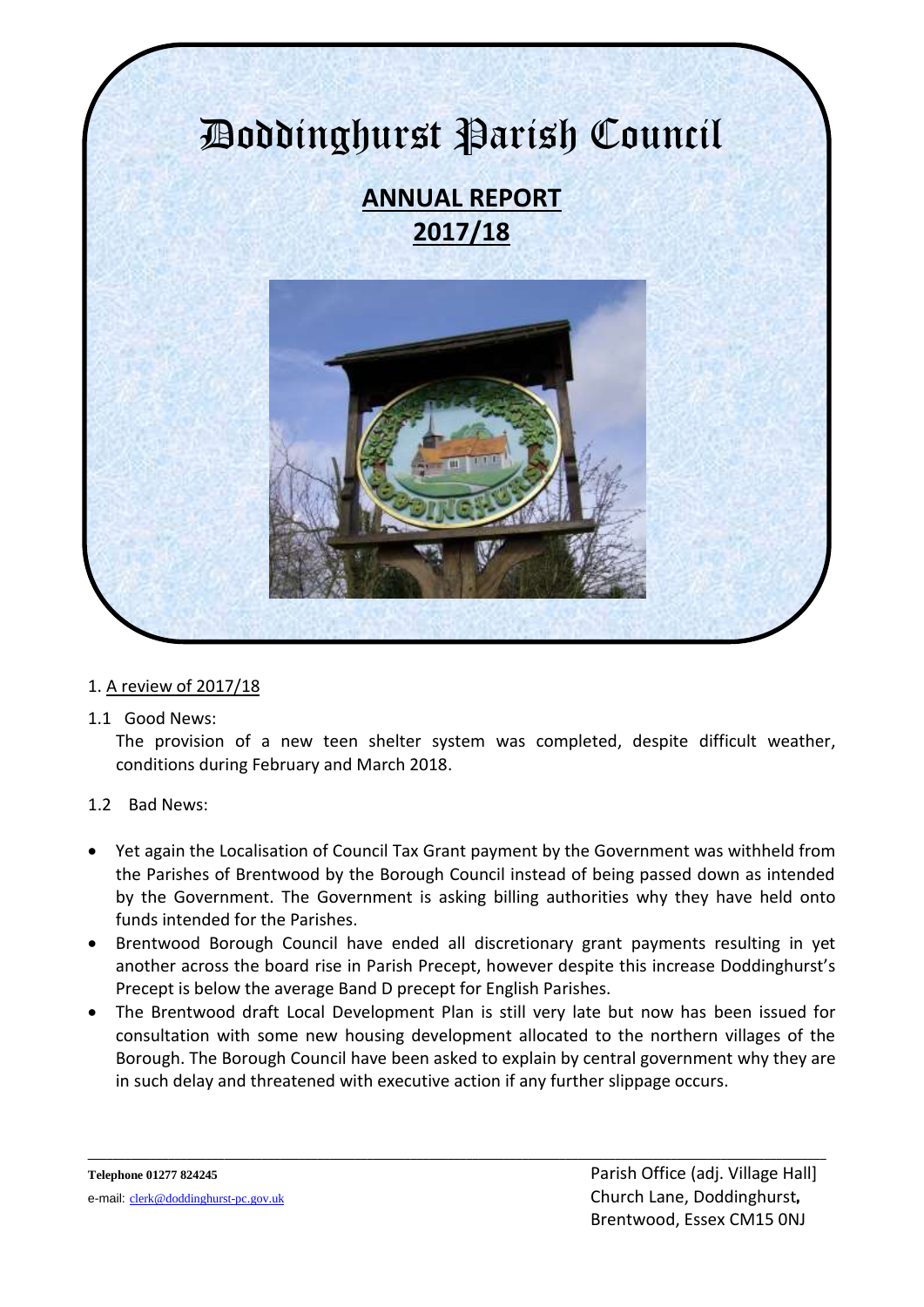# Doddinghurst Parish Council

## ANNUAL REPORT
## 2017/18

1. A review of 2017/18

1.1 Good News:

The provision of a new teen shelter system was completed, despite difficult weather, conditions during February and March 2018.

1.2 Bad News:

- Yet again the Localisation of Council Tax Grant payment by the Government was withheld from the Parishes of Brentwood by the Borough Council instead of being passed down as intended by the Government. The Government is asking billing authorities why they have held onto funds intended for the Parishes.
- Brentwood Borough Council have ended all discretionary grant payments resulting in yet another across the board rise in Parish Precept, however despite this increase Doddinghurst's Precept is below the average Band D precept for English Parishes.
- The Brentwood draft Local Development Plan is still very late but now has been issued for consultation with some new housing development allocated to the northern villages of the Borough. The Borough Council have been asked to explain by central government why they are in such delay and threatened with executive action if any further slippage occurs.

**Telephone 01277 824245**

e-mail: clerk@doddinghurst-pc.gov.uk

Parish Office (adj. Village Hall]
Church Lane, Doddinghurst,
Brentwood, Essex CM15 0NJ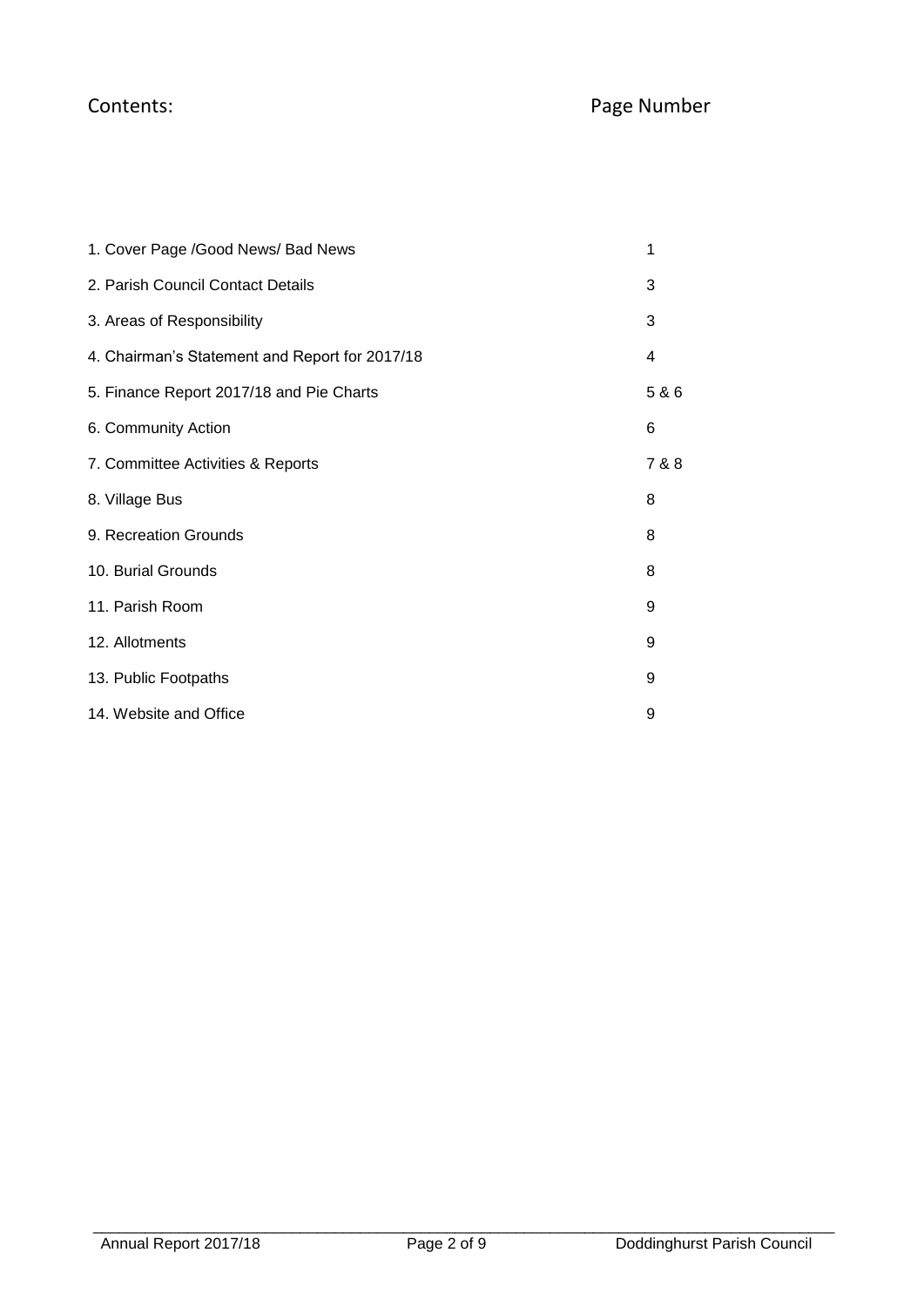# Contents:

| Contents | Page Number |
|---|---|
| 1. Cover Page /Good News/ Bad News | 1 |
| 2. Parish Council Contact Details | 3 |
| 3. Areas of Responsibility | 3 |
| 4. Chairman's Statement and Report for 2017/18 | 4 |
| 5. Finance Report 2017/18 and Pie Charts | 5 & 6 |
| 6. Community Action | 6 |
| 7. Committee Activities & Reports | 7 & 8 |
| 8. Village Bus | 8 |
| 9. Recreation Grounds | 8 |
| 10. Burial Grounds | 8 |
| 11. Parish Room | 9 |
| 12. Allotments | 9 |
| 13. Public Footpaths | 9 |
| 14. Website and Office | 9 |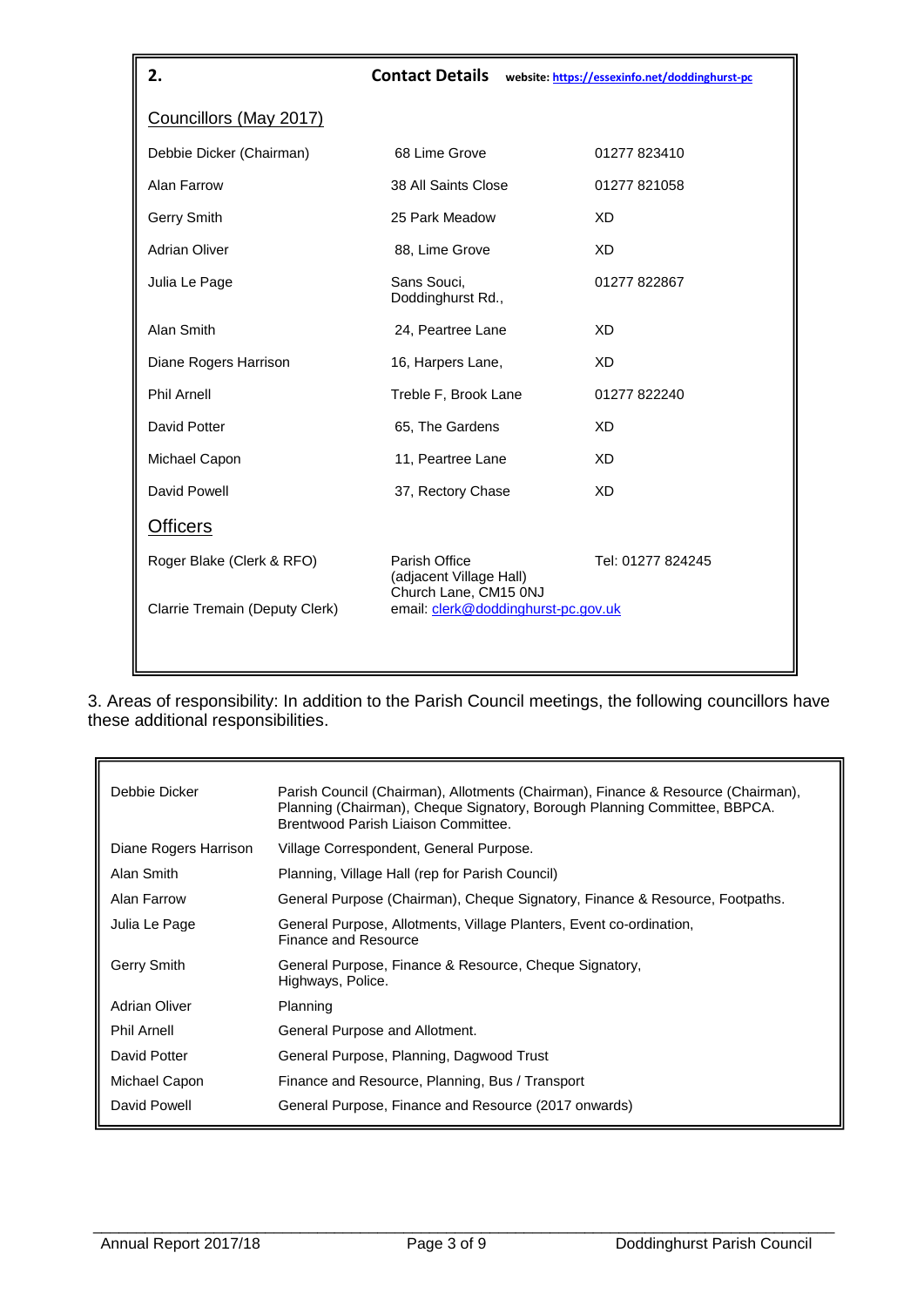## 2. Contact Details

website: https://essexinfo.net/doddinghurst-pc

### Councillors (May 2017)

| | | |
|---|---|---|
| Debbie Dicker (Chairman) | 68 Lime Grove | 01277 823410 |
| Alan Farrow | 38 All Saints Close | 01277 821058 |
| Gerry Smith | 25 Park Meadow | XD |
| Adrian Oliver | 88, Lime Grove | XD |
| Julia Le Page | Sans Souci, Doddinghurst Rd., | 01277 822867 |
| Alan Smith | 24, Peartree Lane | XD |
| Diane Rogers Harrison | 16, Harpers Lane, | XD |
| Phil Arnell | Treble F, Brook Lane | 01277 822240 |
| David Potter | 65, The Gardens | XD |
| Michael Capon | 11, Peartree Lane | XD |
| David Powell | 37, Rectory Chase | XD |

### Officers

| | | |
|---|---|---|
| Roger Blake (Clerk & RFO) | Parish Office (adjacent Village Hall) Church Lane, CM15 0NJ | Tel: 01277 824245 |
| Clarrie Tremain (Deputy Clerk) | email: clerk@doddinghurst-pc.gov.uk | |

3. Areas of responsibility: In addition to the Parish Council meetings, the following councillors have these additional responsibilities.

| | |
|---|---|
| Debbie Dicker | Parish Council (Chairman), Allotments (Chairman), Finance & Resource (Chairman), Planning (Chairman), Cheque Signatory, Borough Planning Committee, BBPCA. Brentwood Parish Liaison Committee. |
| Diane Rogers Harrison | Village Correspondent, General Purpose. |
| Alan Smith | Planning, Village Hall (rep for Parish Council) |
| Alan Farrow | General Purpose (Chairman), Cheque Signatory, Finance & Resource, Footpaths. |
| Julia Le Page | General Purpose, Allotments, Village Planters, Event co-ordination, Finance and Resource |
| Gerry Smith | General Purpose, Finance & Resource, Cheque Signatory, Highways, Police. |
| Adrian Oliver | Planning |
| Phil Arnell | General Purpose and Allotment. |
| David Potter | General Purpose, Planning, Dagwood Trust |
| Michael Capon | Finance and Resource, Planning, Bus / Transport |
| David Powell | General Purpose, Finance and Resource (2017 onwards) |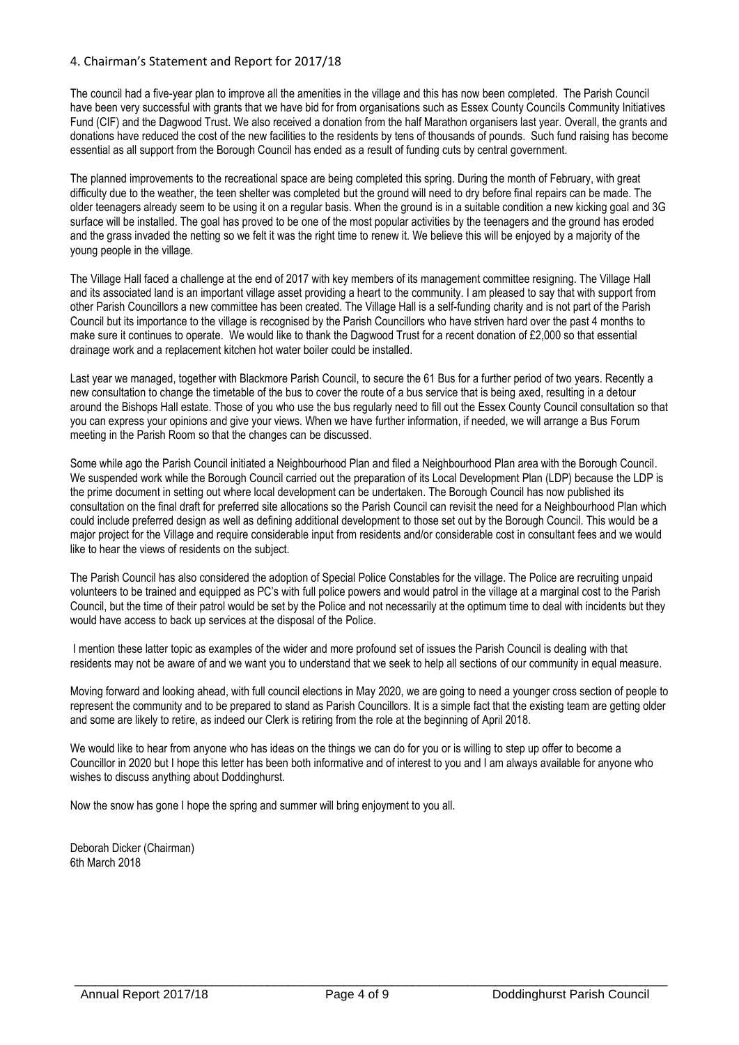## 4. Chairman's Statement and Report for 2017/18

The council had a five-year plan to improve all the amenities in the village and this has now been completed. The Parish Council have been very successful with grants that we have bid for from organisations such as Essex County Councils Community Initiatives Fund (CIF) and the Dagwood Trust. We also received a donation from the half Marathon organisers last year. Overall, the grants and donations have reduced the cost of the new facilities to the residents by tens of thousands of pounds. Such fund raising has become essential as all support from the Borough Council has ended as a result of funding cuts by central government.

The planned improvements to the recreational space are being completed this spring. During the month of February, with great difficulty due to the weather, the teen shelter was completed but the ground will need to dry before final repairs can be made. The older teenagers already seem to be using it on a regular basis. When the ground is in a suitable condition a new kicking goal and 3G surface will be installed. The goal has proved to be one of the most popular activities by the teenagers and the ground has eroded and the grass invaded the netting so we felt it was the right time to renew it. We believe this will be enjoyed by a majority of the young people in the village.

The Village Hall faced a challenge at the end of 2017 with key members of its management committee resigning. The Village Hall and its associated land is an important village asset providing a heart to the community. I am pleased to say that with support from other Parish Councillors a new committee has been created. The Village Hall is a self-funding charity and is not part of the Parish Council but its importance to the village is recognised by the Parish Councillors who have striven hard over the past 4 months to make sure it continues to operate. We would like to thank the Dagwood Trust for a recent donation of £2,000 so that essential drainage work and a replacement kitchen hot water boiler could be installed.

Last year we managed, together with Blackmore Parish Council, to secure the 61 Bus for a further period of two years. Recently a new consultation to change the timetable of the bus to cover the route of a bus service that is being axed, resulting in a detour around the Bishops Hall estate. Those of you who use the bus regularly need to fill out the Essex County Council consultation so that you can express your opinions and give your views. When we have further information, if needed, we will arrange a Bus Forum meeting in the Parish Room so that the changes can be discussed.

Some while ago the Parish Council initiated a Neighbourhood Plan and filed a Neighbourhood Plan area with the Borough Council. We suspended work while the Borough Council carried out the preparation of its Local Development Plan (LDP) because the LDP is the prime document in setting out where local development can be undertaken. The Borough Council has now published its consultation on the final draft for preferred site allocations so the Parish Council can revisit the need for a Neighbourhood Plan which could include preferred design as well as defining additional development to those set out by the Borough Council. This would be a major project for the Village and require considerable input from residents and/or considerable cost in consultant fees and we would like to hear the views of residents on the subject.

The Parish Council has also considered the adoption of Special Police Constables for the village. The Police are recruiting unpaid volunteers to be trained and equipped as PC's with full police powers and would patrol in the village at a marginal cost to the Parish Council, but the time of their patrol would be set by the Police and not necessarily at the optimum time to deal with incidents but they would have access to back up services at the disposal of the Police.

I mention these latter topic as examples of the wider and more profound set of issues the Parish Council is dealing with that residents may not be aware of and we want you to understand that we seek to help all sections of our community in equal measure.

Moving forward and looking ahead, with full council elections in May 2020, we are going to need a younger cross section of people to represent the community and to be prepared to stand as Parish Councillors. It is a simple fact that the existing team are getting older and some are likely to retire, as indeed our Clerk is retiring from the role at the beginning of April 2018.

We would like to hear from anyone who has ideas on the things we can do for you or is willing to step up offer to become a Councillor in 2020 but I hope this letter has been both informative and of interest to you and I am always available for anyone who wishes to discuss anything about Doddinghurst.

Now the snow has gone I hope the spring and summer will bring enjoyment to you all.

Deborah Dicker (Chairman)
6th March 2018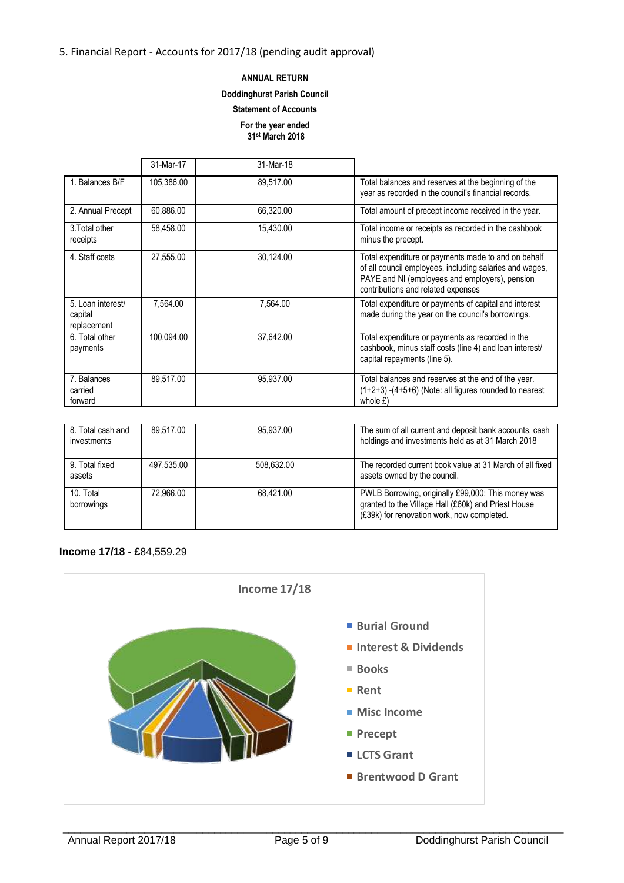5. Financial Report - Accounts for 2017/18 (pending audit approval)

**ANNUAL RETURN**

**Doddinghurst Parish Council**

**Statement of Accounts**

**For the year ended 31st March 2018**

| | 31-Mar-17 | 31-Mar-18 | |
|---|---|---|---|
| 1. Balances B/F | 105,386.00 | 89,517.00 | Total balances and reserves at the beginning of the year as recorded in the council's financial records. |
| 2. Annual Precept | 60,886.00 | 66,320.00 | Total amount of precept income received in the year. |
| 3.Total other receipts | 58,458.00 | 15,430.00 | Total income or receipts as recorded in the cashbook minus the precept. |
| 4. Staff costs | 27,555.00 | 30,124.00 | Total expenditure or payments made to and on behalf of all council employees, including salaries and wages, PAYE and NI (employees and employers), pension contributions and related expenses |
| 5. Loan interest/ capital replacement | 7,564.00 | 7,564.00 | Total expenditure or payments of capital and interest made during the year on the council's borrowings. |
| 6. Total other payments | 100,094.00 | 37,642.00 | Total expenditure or payments as recorded in the cashbook, minus staff costs (line 4) and loan interest/ capital repayments (line 5). |
| 7. Balances carried forward | 89,517.00 | 95,937.00 | Total balances and reserves at the end of the year. (1+2+3) -(4+5+6) (Note: all figures rounded to nearest whole £) |
| 8. Total cash and investments | 89,517.00 | 95,937.00 | The sum of all current and deposit bank accounts, cash holdings and investments held as at 31 March 2018 |
| 9. Total fixed assets | 497,535.00 | 508,632.00 | The recorded current book value at 31 March of all fixed assets owned by the council. |
| 10. Total borrowings | 72,966.00 | 68,421.00 | PWLB Borrowing, originally £99,000: This money was granted to the Village Hall (£60k) and Priest House (£39k) for renovation work, now completed. |

**Income 17/18 - £**84,559.29

Income 17/18

- Burial Ground
- Interest & Dividends
- Books
- Rent
- Misc Income
- Precept
- LCTS Grant
- Brentwood D Grant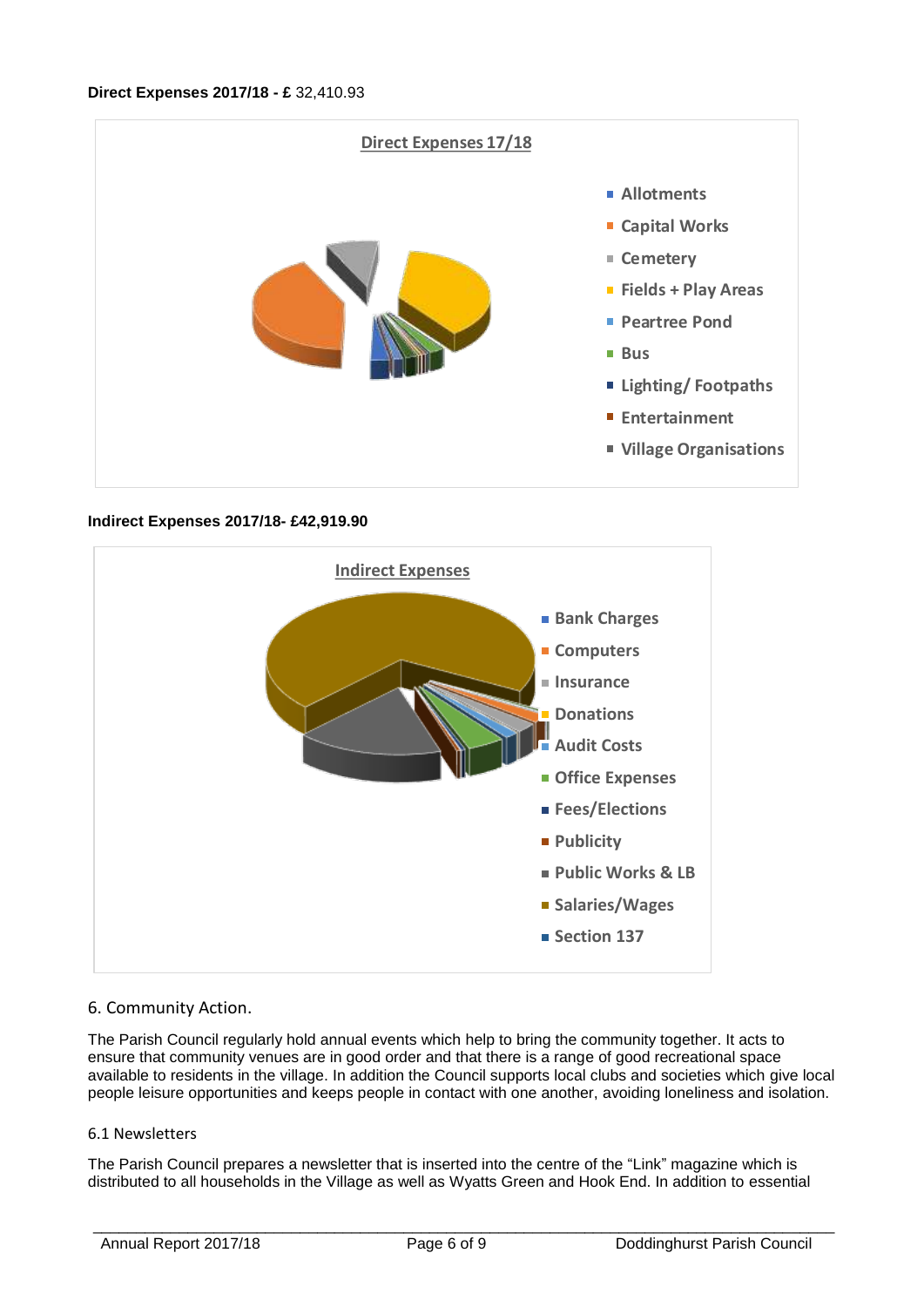**Direct Expenses 2017/18 - £** 32,410.93

Direct Expenses 17/18

- Allotments
- Capital Works
- Cemetery
- Fields + Play Areas
- Peartree Pond
- Bus
- Lighting/ Footpaths
- Entertainment
- Village Organisations

**Indirect Expenses 2017/18- £42,919.90**

Indirect Expenses

- Bank Charges
- Computers
- Insurance
- Donations
- Audit Costs
- Office Expenses
- Fees/Elections
- Publicity
- Public Works & LB
- Salaries/Wages
- Section 137

## 6. Community Action.

The Parish Council regularly hold annual events which help to bring the community together. It acts to ensure that community venues are in good order and that there is a range of good recreational space available to residents in the village. In addition the Council supports local clubs and societies which give local people leisure opportunities and keeps people in contact with one another, avoiding loneliness and isolation.

### 6.1 Newsletters

The Parish Council prepares a newsletter that is inserted into the centre of the "Link" magazine which is distributed to all households in the Village as well as Wyatts Green and Hook End. In addition to essential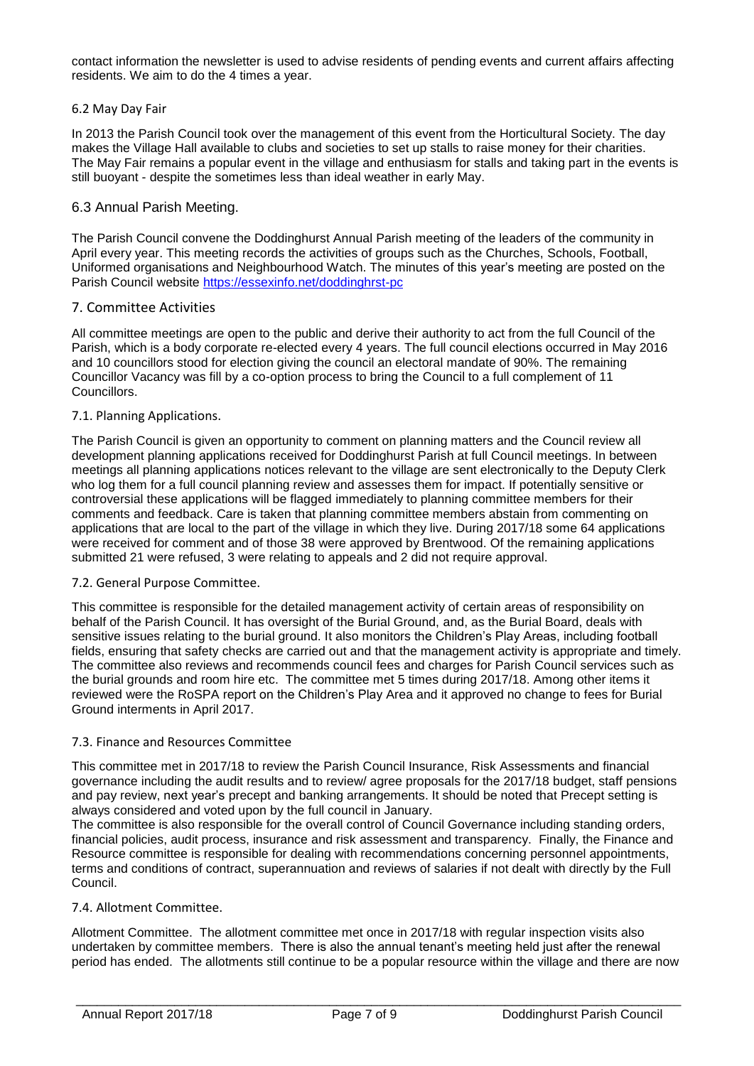contact information the newsletter is used to advise residents of pending events and current affairs affecting residents. We aim to do the 4 times a year.

### 6.2 May Day Fair

In 2013 the Parish Council took over the management of this event from the Horticultural Society. The day makes the Village Hall available to clubs and societies to set up stalls to raise money for their charities. The May Fair remains a popular event in the village and enthusiasm for stalls and taking part in the events is still buoyant - despite the sometimes less than ideal weather in early May.

### 6.3 Annual Parish Meeting.

The Parish Council convene the Doddinghurst Annual Parish meeting of the leaders of the community in April every year. This meeting records the activities of groups such as the Churches, Schools, Football, Uniformed organisations and Neighbourhood Watch. The minutes of this year's meeting are posted on the Parish Council website https://essexinfo.net/doddinghrst-pc

## 7. Committee Activities

All committee meetings are open to the public and derive their authority to act from the full Council of the Parish, which is a body corporate re-elected every 4 years. The full council elections occurred in May 2016 and 10 councillors stood for election giving the council an electoral mandate of 90%. The remaining Councillor Vacancy was fill by a co-option process to bring the Council to a full complement of 11 Councillors.

### 7.1. Planning Applications.

The Parish Council is given an opportunity to comment on planning matters and the Council review all development planning applications received for Doddinghurst Parish at full Council meetings. In between meetings all planning applications notices relevant to the village are sent electronically to the Deputy Clerk who log them for a full council planning review and assesses them for impact. If potentially sensitive or controversial these applications will be flagged immediately to planning committee members for their comments and feedback. Care is taken that planning committee members abstain from commenting on applications that are local to the part of the village in which they live. During 2017/18 some 64 applications were received for comment and of those 38 were approved by Brentwood. Of the remaining applications submitted 21 were refused, 3 were relating to appeals and 2 did not require approval.

### 7.2. General Purpose Committee.

This committee is responsible for the detailed management activity of certain areas of responsibility on behalf of the Parish Council. It has oversight of the Burial Ground, and, as the Burial Board, deals with sensitive issues relating to the burial ground. It also monitors the Children's Play Areas, including football fields, ensuring that safety checks are carried out and that the management activity is appropriate and timely. The committee also reviews and recommends council fees and charges for Parish Council services such as the burial grounds and room hire etc. The committee met 5 times during 2017/18. Among other items it reviewed were the RoSPA report on the Children's Play Area and it approved no change to fees for Burial Ground interments in April 2017.

### 7.3. Finance and Resources Committee

This committee met in 2017/18 to review the Parish Council Insurance, Risk Assessments and financial governance including the audit results and to review/ agree proposals for the 2017/18 budget, staff pensions and pay review, next year's precept and banking arrangements. It should be noted that Precept setting is always considered and voted upon by the full council in January.

The committee is also responsible for the overall control of Council Governance including standing orders, financial policies, audit process, insurance and risk assessment and transparency. Finally, the Finance and Resource committee is responsible for dealing with recommendations concerning personnel appointments, terms and conditions of contract, superannuation and reviews of salaries if not dealt with directly by the Full Council.

### 7.4. Allotment Committee.

Allotment Committee. The allotment committee met once in 2017/18 with regular inspection visits also undertaken by committee members. There is also the annual tenant's meeting held just after the renewal period has ended. The allotments still continue to be a popular resource within the village and there are now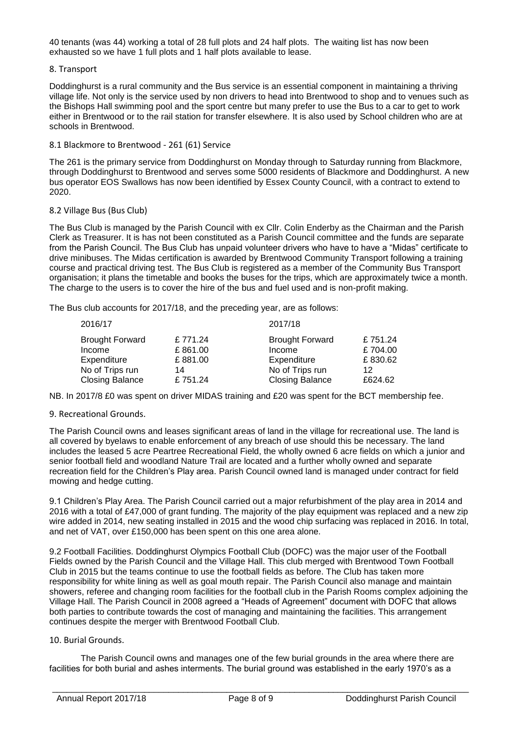40 tenants (was 44) working a total of 28 full plots and 24 half plots. The waiting list has now been exhausted so we have 1 full plots and 1 half plots available to lease.

## 8. Transport

Doddinghurst is a rural community and the Bus service is an essential component in maintaining a thriving village life. Not only is the service used by non drivers to head into Brentwood to shop and to venues such as the Bishops Hall swimming pool and the sport centre but many prefer to use the Bus to a car to get to work either in Brentwood or to the rail station for transfer elsewhere. It is also used by School children who are at schools in Brentwood.

### 8.1 Blackmore to Brentwood - 261 (61) Service

The 261 is the primary service from Doddinghurst on Monday through to Saturday running from Blackmore, through Doddinghurst to Brentwood and serves some 5000 residents of Blackmore and Doddinghurst. A new bus operator EOS Swallows has now been identified by Essex County Council, with a contract to extend to 2020.

### 8.2 Village Bus (Bus Club)

The Bus Club is managed by the Parish Council with ex Cllr. Colin Enderby as the Chairman and the Parish Clerk as Treasurer. It is has not been constituted as a Parish Council committee and the funds are separate from the Parish Council. The Bus Club has unpaid volunteer drivers who have to have a "Midas" certificate to drive minibuses. The Midas certification is awarded by Brentwood Community Transport following a training course and practical driving test. The Bus Club is registered as a member of the Community Bus Transport organisation; it plans the timetable and books the buses for the trips, which are approximately twice a month. The charge to the users is to cover the hire of the bus and fuel used and is non-profit making.

The Bus club accounts for 2017/18, and the preceding year, are as follows:

| 2016/17 | | 2017/18 | |
|---|---|---|---|
| Brought Forward | £ 771.24 | Brought Forward | £ 751.24 |
| Income | £ 861.00 | Income | £ 704.00 |
| Expenditure | £ 881.00 | Expenditure | £ 830.62 |
| No of Trips run | 14 | No of Trips run | 12 |
| Closing Balance | £ 751.24 | Closing Balance | £624.62 |

NB. In 2017/8 £0 was spent on driver MIDAS training and £20 was spent for the BCT membership fee.

## 9. Recreational Grounds.

The Parish Council owns and leases significant areas of land in the village for recreational use. The land is all covered by byelaws to enable enforcement of any breach of use should this be necessary. The land includes the leased 5 acre Peartree Recreational Field, the wholly owned 6 acre fields on which a junior and senior football field and woodland Nature Trail are located and a further wholly owned and separate recreation field for the Children's Play area. Parish Council owned land is managed under contract for field mowing and hedge cutting.

9.1 Children's Play Area. The Parish Council carried out a major refurbishment of the play area in 2014 and 2016 with a total of £47,000 of grant funding. The majority of the play equipment was replaced and a new zip wire added in 2014, new seating installed in 2015 and the wood chip surfacing was replaced in 2016. In total, and net of VAT, over £150,000 has been spent on this one area alone.

9.2 Football Facilities. Doddinghurst Olympics Football Club (DOFC) was the major user of the Football Fields owned by the Parish Council and the Village Hall. This club merged with Brentwood Town Football Club in 2015 but the teams continue to use the football fields as before. The Club has taken more responsibility for white lining as well as goal mouth repair. The Parish Council also manage and maintain showers, referee and changing room facilities for the football club in the Parish Rooms complex adjoining the Village Hall. The Parish Council in 2008 agreed a "Heads of Agreement" document with DOFC that allows both parties to contribute towards the cost of managing and maintaining the facilities. This arrangement continues despite the merger with Brentwood Football Club.

## 10. Burial Grounds.

The Parish Council owns and manages one of the few burial grounds in the area where there are facilities for both burial and ashes interments. The burial ground was established in the early 1970's as a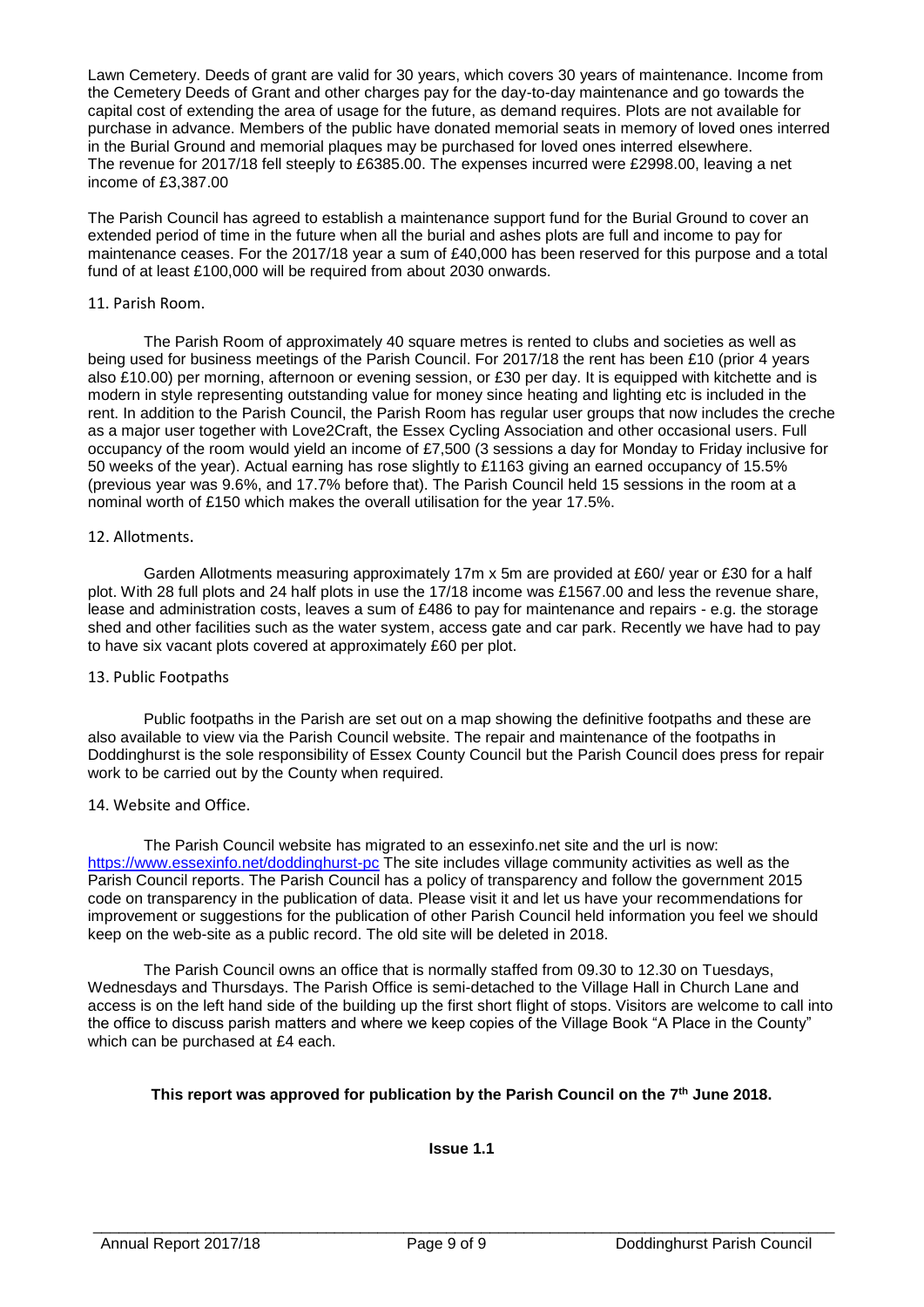Lawn Cemetery. Deeds of grant are valid for 30 years, which covers 30 years of maintenance. Income from the Cemetery Deeds of Grant and other charges pay for the day-to-day maintenance and go towards the capital cost of extending the area of usage for the future, as demand requires. Plots are not available for purchase in advance. Members of the public have donated memorial seats in memory of loved ones interred in the Burial Ground and memorial plaques may be purchased for loved ones interred elsewhere.
The revenue for 2017/18 fell steeply to £6385.00. The expenses incurred were £2998.00, leaving a net income of £3,387.00

The Parish Council has agreed to establish a maintenance support fund for the Burial Ground to cover an extended period of time in the future when all the burial and ashes plots are full and income to pay for maintenance ceases. For the 2017/18 year a sum of £40,000 has been reserved for this purpose and a total fund of at least £100,000 will be required from about 2030 onwards.

## 11. Parish Room.

The Parish Room of approximately 40 square metres is rented to clubs and societies as well as being used for business meetings of the Parish Council. For 2017/18 the rent has been £10 (prior 4 years also £10.00) per morning, afternoon or evening session, or £30 per day. It is equipped with kitchette and is modern in style representing outstanding value for money since heating and lighting etc is included in the rent. In addition to the Parish Council, the Parish Room has regular user groups that now includes the creche as a major user together with Love2Craft, the Essex Cycling Association and other occasional users. Full occupancy of the room would yield an income of £7,500 (3 sessions a day for Monday to Friday inclusive for 50 weeks of the year). Actual earning has rose slightly to £1163 giving an earned occupancy of 15.5% (previous year was 9.6%, and 17.7% before that). The Parish Council held 15 sessions in the room at a nominal worth of £150 which makes the overall utilisation for the year 17.5%.

## 12. Allotments.

Garden Allotments measuring approximately 17m x 5m are provided at £60/ year or £30 for a half plot. With 28 full plots and 24 half plots in use the 17/18 income was £1567.00 and less the revenue share, lease and administration costs, leaves a sum of £486 to pay for maintenance and repairs - e.g. the storage shed and other facilities such as the water system, access gate and car park. Recently we have had to pay to have six vacant plots covered at approximately £60 per plot.

## 13. Public Footpaths

Public footpaths in the Parish are set out on a map showing the definitive footpaths and these are also available to view via the Parish Council website. The repair and maintenance of the footpaths in Doddinghurst is the sole responsibility of Essex County Council but the Parish Council does press for repair work to be carried out by the County when required.

## 14. Website and Office.

The Parish Council website has migrated to an essexinfo.net site and the url is now: https://www.essexinfo.net/doddinghurst-pc The site includes village community activities as well as the Parish Council reports. The Parish Council has a policy of transparency and follow the government 2015 code on transparency in the publication of data. Please visit it and let us have your recommendations for improvement or suggestions for the publication of other Parish Council held information you feel we should keep on the web-site as a public record. The old site will be deleted in 2018.

The Parish Council owns an office that is normally staffed from 09.30 to 12.30 on Tuesdays, Wednesdays and Thursdays. The Parish Office is semi-detached to the Village Hall in Church Lane and access is on the left hand side of the building up the first short flight of stops. Visitors are welcome to call into the office to discuss parish matters and where we keep copies of the Village Book "A Place in the County" which can be purchased at £4 each.

**This report was approved for publication by the Parish Council on the 7th June 2018.**

**Issue 1.1**